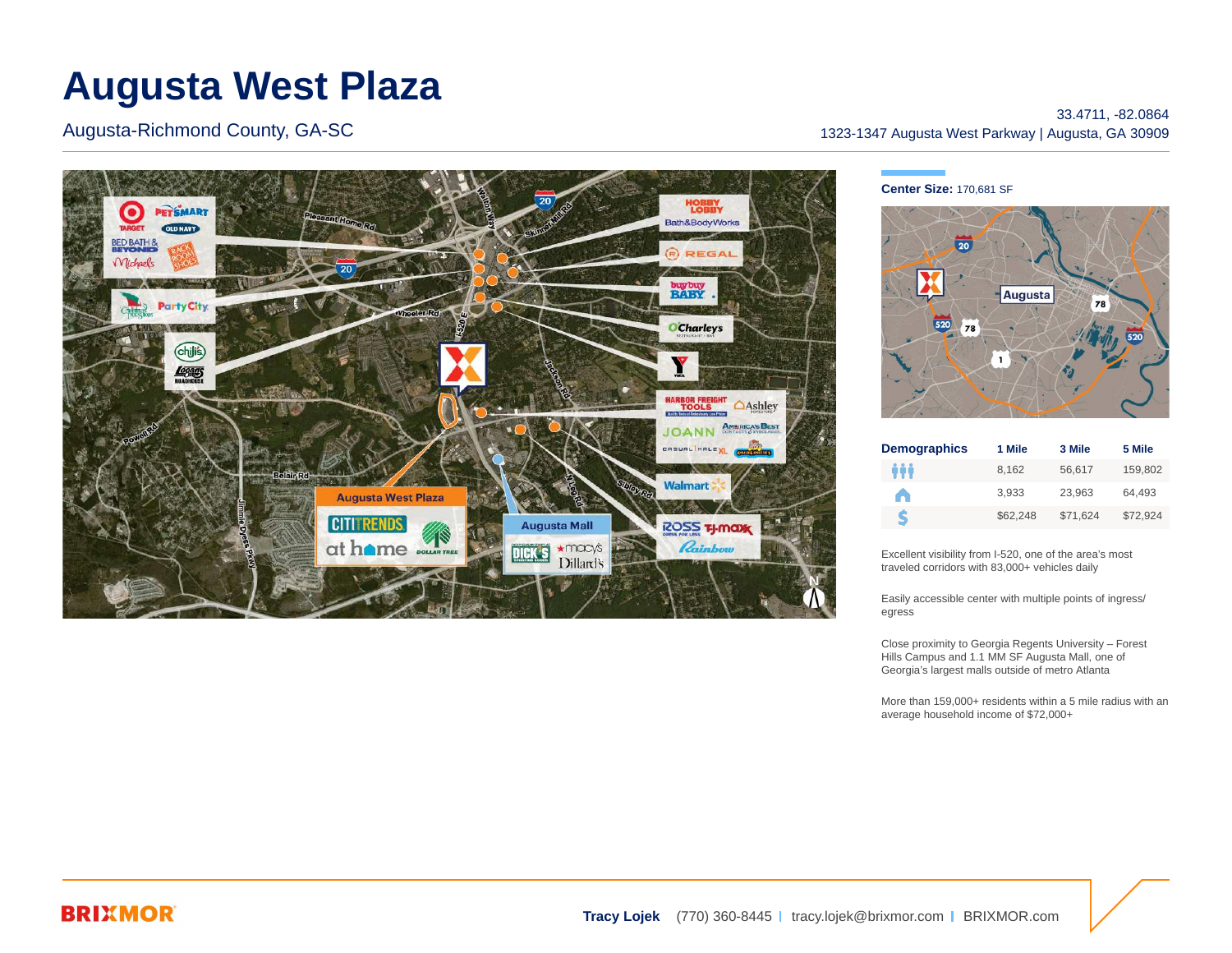# Augusta West Plaza

Augusta-Richmond County, GA-SC

33.4711, -82.0864
1323-1347 Augusta West Parkway | Augusta, GA 30909

**Center Size:** 170,681 SF

| Demographics | 1 Mile | 3 Mile | 5 Mile |
|---|---|---|---|
| Population | 8,162 | 56,617 | 159,802 |
| Households | 3,933 | 23,963 | 64,493 |
| Income | $62,248 | $71,624 | $72,924 |

Excellent visibility from I-520, one of the area's most traveled corridors with 83,000+ vehicles daily

Easily accessible center with multiple points of ingress/egress

Close proximity to Georgia Regents University – Forest Hills Campus and 1.1 MM SF Augusta Mall, one of Georgia's largest malls outside of metro Atlanta

More than 159,000+ residents within a 5 mile radius with an average household income of $72,000+

BRIXMOR

**Tracy Lojek** (770) 360-8445 | tracy.lojek@brixmor.com | BRIXMOR.com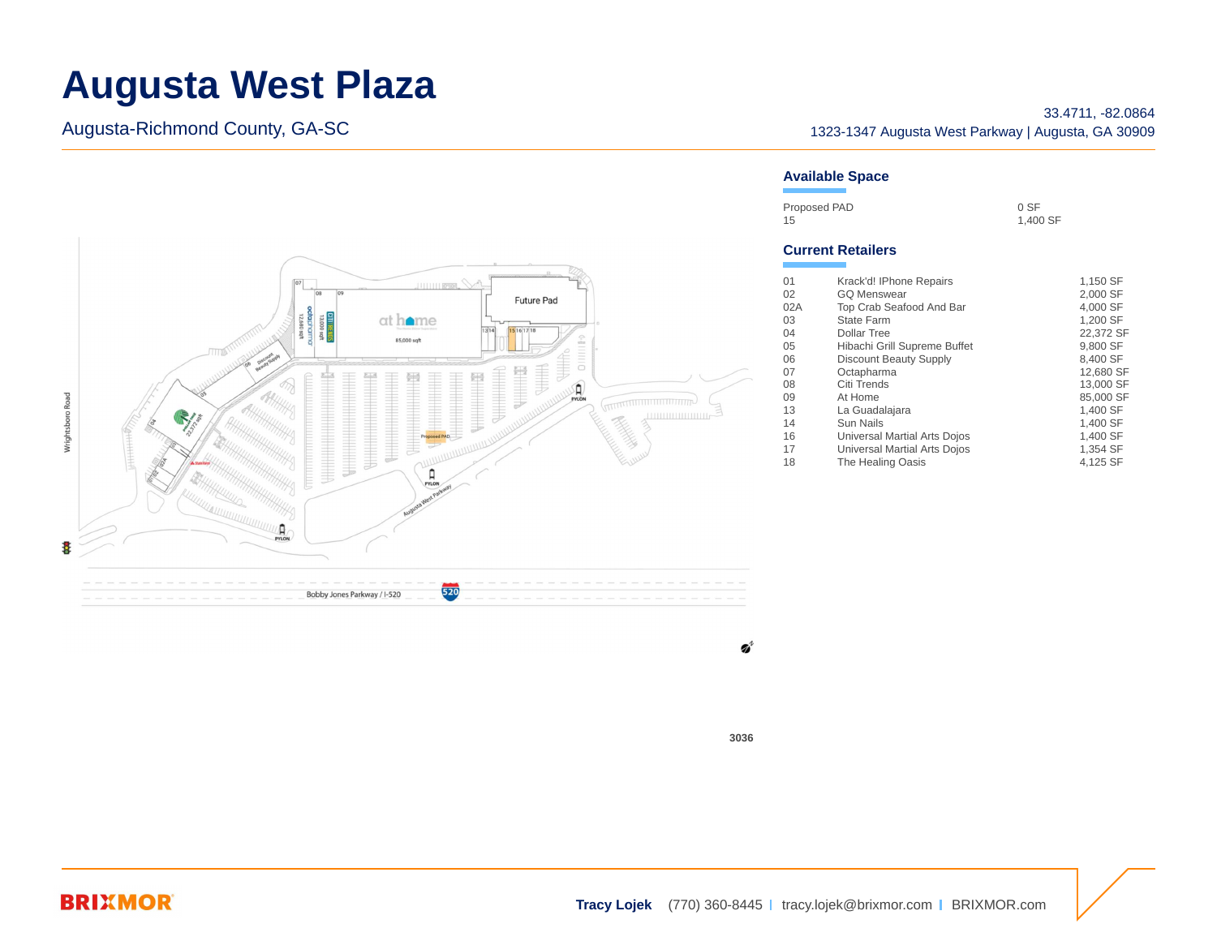# Augusta West Plaza

Augusta-Richmond County, GA-SC

33.4711, -82.0864
1323-1347 Augusta West Parkway | Augusta, GA 30909

Wrightsboro Road

Bobby Jones Parkway / I-520

Augusta West Parkway

at home

85,000 sqft

Future Pad

Proposed PAD

PYLON

PYLON

PYLON

3036

## Available Space

| | |
|---|---|
| Proposed PAD | 0 SF |
| 15 | 1,400 SF |

## Current Retailers

| | | |
|---|---|---|
| 01 | Krack'd! IPhone Repairs | 1,150 SF |
| 02 | GQ Menswear | 2,000 SF |
| 02A | Top Crab Seafood And Bar | 4,000 SF |
| 03 | State Farm | 1,200 SF |
| 04 | Dollar Tree | 22,372 SF |
| 05 | Hibachi Grill Supreme Buffet | 9,800 SF |
| 06 | Discount Beauty Supply | 8,400 SF |
| 07 | Octapharma | 12,680 SF |
| 08 | Citi Trends | 13,000 SF |
| 09 | At Home | 85,000 SF |
| 13 | La Guadalajara | 1,400 SF |
| 14 | Sun Nails | 1,400 SF |
| 16 | Universal Martial Arts Dojos | 1,400 SF |
| 17 | Universal Martial Arts Dojos | 1,354 SF |
| 18 | The Healing Oasis | 4,125 SF |

BRIXMOR

**Tracy Lojek** (770) 360-8445 | tracy.lojek@brixmor.com | BRIXMOR.com